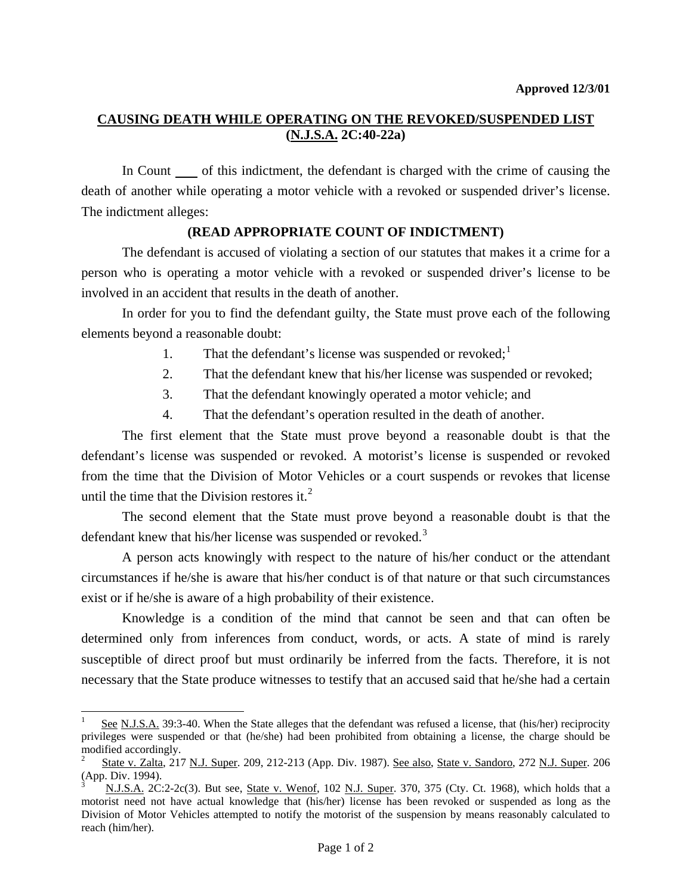**Approved 12/3/01**

## CAUSING DEATH WHILE OPERATING ON THE REVOKED/SUSPENDED LIST (N.J.S.A. 2C:40-22a)

In Count ___ of this indictment, the defendant is charged with the crime of causing the death of another while operating a motor vehicle with a revoked or suspended driver's license. The indictment alleges:

**(READ APPROPRIATE COUNT OF INDICTMENT)**

The defendant is accused of violating a section of our statutes that makes it a crime for a person who is operating a motor vehicle with a revoked or suspended driver's license to be involved in an accident that results in the death of another.

In order for you to find the defendant guilty, the State must prove each of the following elements beyond a reasonable doubt:

1. That the defendant's license was suspended or revoked;[1]
2. That the defendant knew that his/her license was suspended or revoked;
3. That the defendant knowingly operated a motor vehicle; and
4. That the defendant's operation resulted in the death of another.

The first element that the State must prove beyond a reasonable doubt is that the defendant's license was suspended or revoked. A motorist's license is suspended or revoked from the time that the Division of Motor Vehicles or a court suspends or revokes that license until the time that the Division restores it.[2]

The second element that the State must prove beyond a reasonable doubt is that the defendant knew that his/her license was suspended or revoked.[3]

A person acts knowingly with respect to the nature of his/her conduct or the attendant circumstances if he/she is aware that his/her conduct is of that nature or that such circumstances exist or if he/she is aware of a high probability of their existence.

Knowledge is a condition of the mind that cannot be seen and that can often be determined only from inferences from conduct, words, or acts. A state of mind is rarely susceptible of direct proof but must ordinarily be inferred from the facts. Therefore, it is not necessary that the State produce witnesses to testify that an accused said that he/she had a certain

---

[1] See N.J.S.A. 39:3-40. When the State alleges that the defendant was refused a license, that (his/her) reciprocity privileges were suspended or that (he/she) had been prohibited from obtaining a license, the charge should be modified accordingly.

[2] State v. Zalta, 217 N.J. Super. 209, 212-213 (App. Div. 1987). See also, State v. Sandoro, 272 N.J. Super. 206 (App. Div. 1994).

[3] N.J.S.A. 2C:2-2c(3). But see, State v. Wenof, 102 N.J. Super. 370, 375 (Cty. Ct. 1968), which holds that a motorist need not have actual knowledge that (his/her) license has been revoked or suspended as long as the Division of Motor Vehicles attempted to notify the motorist of the suspension by means reasonably calculated to reach (him/her).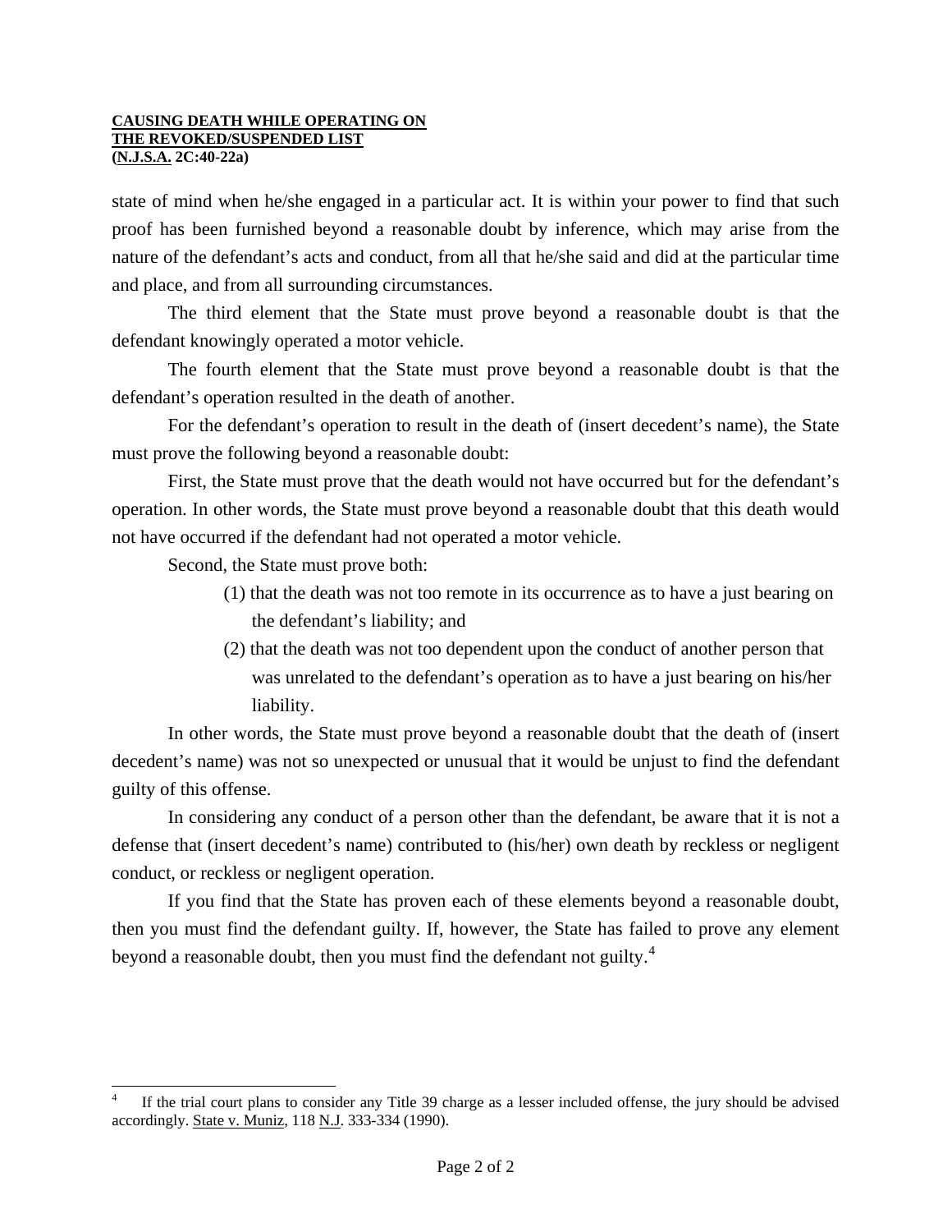state of mind when he/she engaged in a particular act. It is within your power to find that such proof has been furnished beyond a reasonable doubt by inference, which may arise from the nature of the defendant's acts and conduct, from all that he/she said and did at the particular time and place, and from all surrounding circumstances.

The third element that the State must prove beyond a reasonable doubt is that the defendant knowingly operated a motor vehicle.

The fourth element that the State must prove beyond a reasonable doubt is that the defendant's operation resulted in the death of another.

For the defendant's operation to result in the death of (insert decedent's name), the State must prove the following beyond a reasonable doubt:

First, the State must prove that the death would not have occurred but for the defendant's operation. In other words, the State must prove beyond a reasonable doubt that this death would not have occurred if the defendant had not operated a motor vehicle.

Second, the State must prove both:

(1) that the death was not too remote in its occurrence as to have a just bearing on the defendant's liability; and

(2) that the death was not too dependent upon the conduct of another person that was unrelated to the defendant's operation as to have a just bearing on his/her liability.

In other words, the State must prove beyond a reasonable doubt that the death of (insert decedent's name) was not so unexpected or unusual that it would be unjust to find the defendant guilty of this offense.

In considering any conduct of a person other than the defendant, be aware that it is not a defense that (insert decedent's name) contributed to (his/her) own death by reckless or negligent conduct, or reckless or negligent operation.

If you find that the State has proven each of these elements beyond a reasonable doubt, then you must find the defendant guilty. If, however, the State has failed to prove any element beyond a reasonable doubt, then you must find the defendant not guilty.[4]

---

[4] If the trial court plans to consider any Title 39 charge as a lesser included offense, the jury should be advised accordingly. State v. Muniz, 118 N.J. 333-334 (1990).